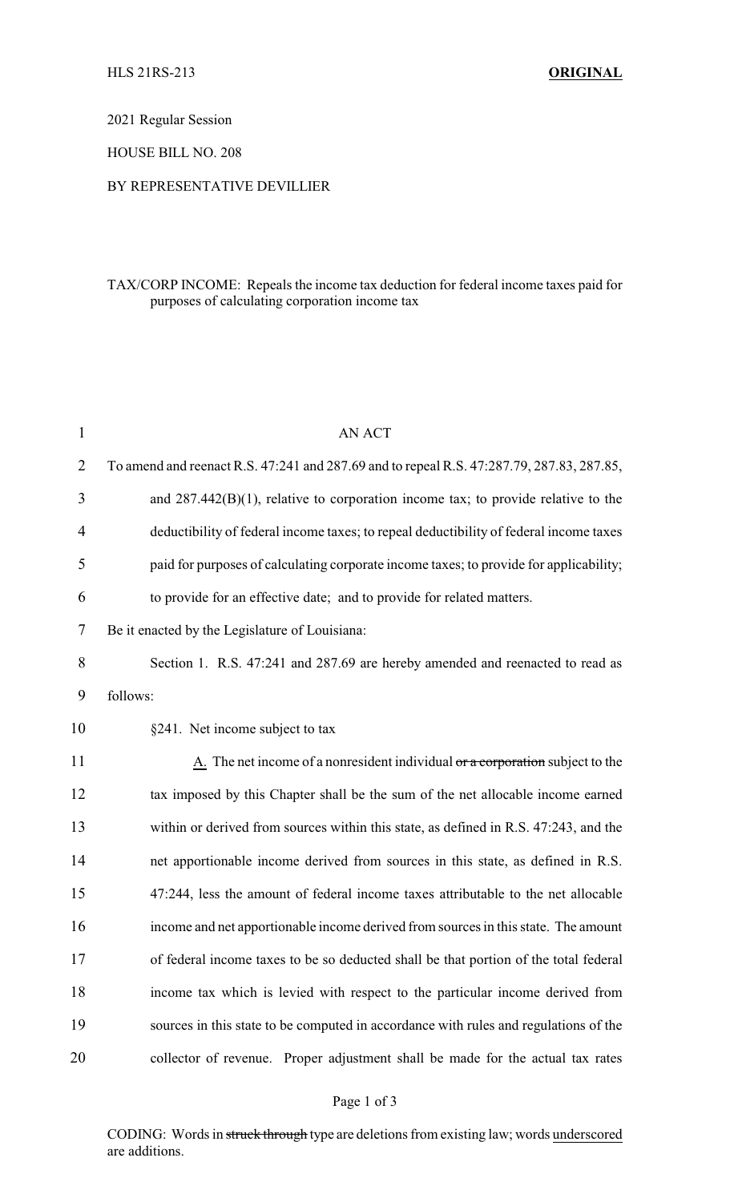2021 Regular Session

HOUSE BILL NO. 208

BY REPRESENTATIVE DEVILLIER

TAX/CORP INCOME: Repeals the income tax deduction for federal income taxes paid for purposes of calculating corporation income tax

AN ACT

To amend and reenact R.S. 47:241 and 287.69 and to repeal R.S. 47:287.79, 287.83, 287.85, and 287.442(B)(1), relative to corporation income tax; to provide relative to the deductibility of federal income taxes; to repeal deductibility of federal income taxes paid for purposes of calculating corporate income taxes; to provide for applicability; to provide for an effective date; and to provide for related matters.

Be it enacted by the Legislature of Louisiana:

Section 1. R.S. 47:241 and 287.69 are hereby amended and reenacted to read as follows:

§241. Net income subject to tax

A. The net income of a nonresident individual ~~or a corporation~~ subject to the tax imposed by this Chapter shall be the sum of the net allocable income earned within or derived from sources within this state, as defined in R.S. 47:243, and the net apportionable income derived from sources in this state, as defined in R.S. 47:244, less the amount of federal income taxes attributable to the net allocable income and net apportionable income derived from sources in this state. The amount of federal income taxes to be so deducted shall be that portion of the total federal income tax which is levied with respect to the particular income derived from sources in this state to be computed in accordance with rules and regulations of the collector of revenue. Proper adjustment shall be made for the actual tax rates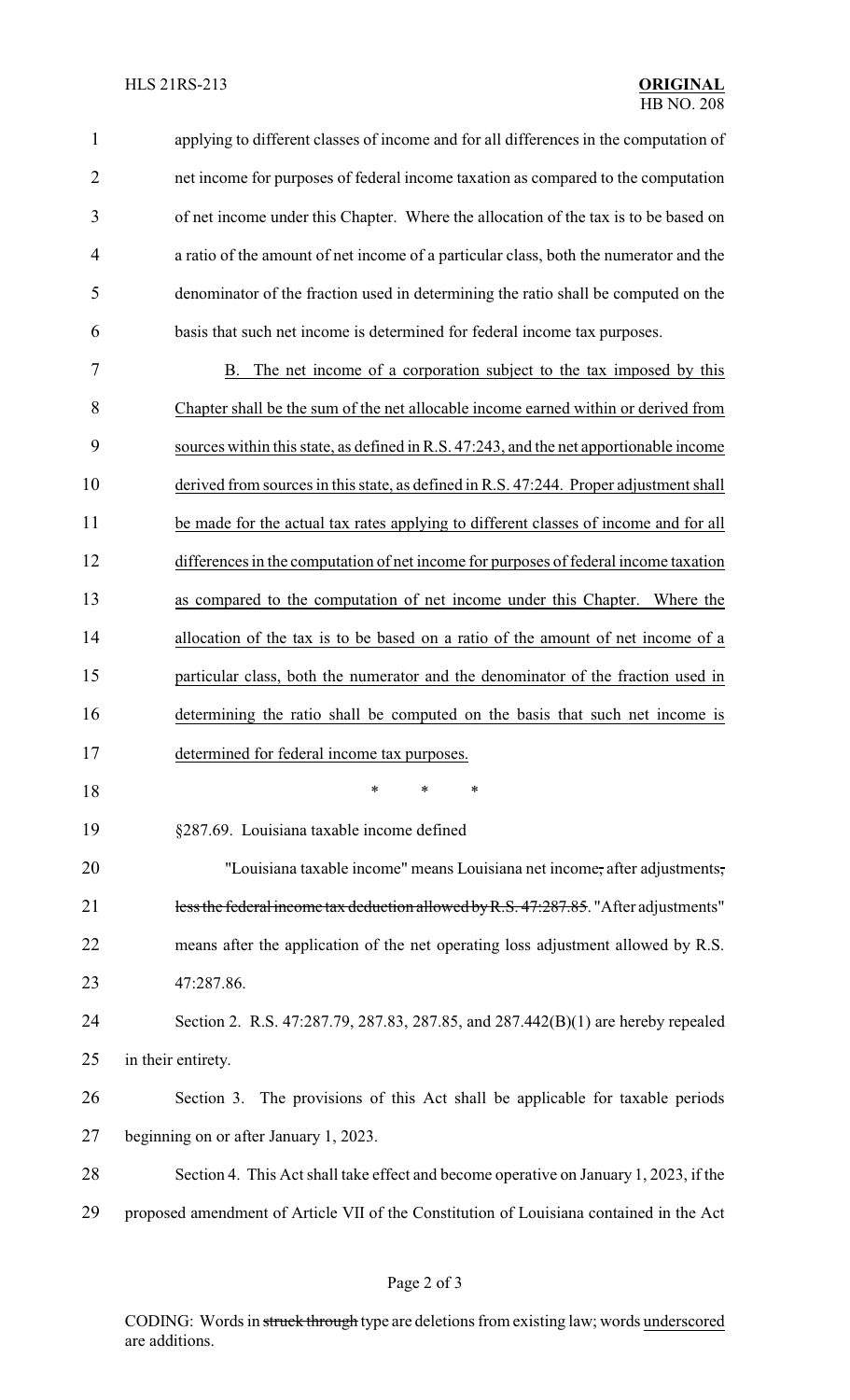applying to different classes of income and for all differences in the computation of net income for purposes of federal income taxation as compared to the computation of net income under this Chapter. Where the allocation of the tax is to be based on a ratio of the amount of net income of a particular class, both the numerator and the denominator of the fraction used in determining the ratio shall be computed on the basis that such net income is determined for federal income tax purposes.

B. The net income of a corporation subject to the tax imposed by this Chapter shall be the sum of the net allocable income earned within or derived from sources within this state, as defined in R.S. 47:243, and the net apportionable income derived from sources in this state, as defined in R.S. 47:244. Proper adjustment shall be made for the actual tax rates applying to different classes of income and for all differences in the computation of net income for purposes of federal income taxation as compared to the computation of net income under this Chapter. Where the allocation of the tax is to be based on a ratio of the amount of net income of a particular class, both the numerator and the denominator of the fraction used in determining the ratio shall be computed on the basis that such net income is determined for federal income tax purposes.

\* \* \*

§287.69. Louisiana taxable income defined

"Louisiana taxable income" means Louisiana net income~~,~~ after adjustments~~, less the federal income tax deduction allowed by R.S. 47:287.85~~. "After adjustments" means after the application of the net operating loss adjustment allowed by R.S. 47:287.86.

Section 2. R.S. 47:287.79, 287.83, 287.85, and 287.442(B)(1) are hereby repealed in their entirety.

Section 3. The provisions of this Act shall be applicable for taxable periods beginning on or after January 1, 2023.

Section 4. This Act shall take effect and become operative on January 1, 2023, if the proposed amendment of Article VII of the Constitution of Louisiana contained in the Act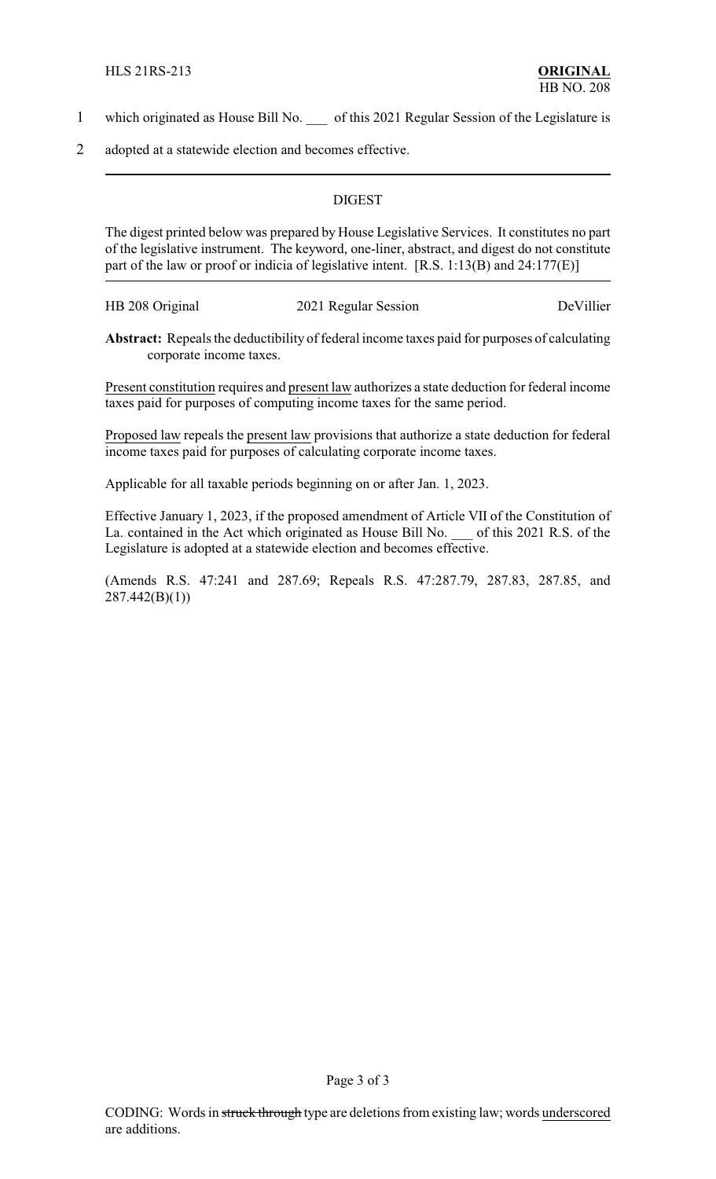1 which originated as House Bill No. ___ of this 2021 Regular Session of the Legislature is

2 adopted at a statewide election and becomes effective.

## DIGEST

The digest printed below was prepared by House Legislative Services. It constitutes no part of the legislative instrument. The keyword, one-liner, abstract, and digest do not constitute part of the law or proof or indicia of legislative intent. [R.S. 1:13(B) and 24:177(E)]

HB 208 Original | 2021 Regular Session | DeVillier

**Abstract:** Repeals the deductibility of federal income taxes paid for purposes of calculating corporate income taxes.

Present constitution requires and present law authorizes a state deduction for federal income taxes paid for purposes of computing income taxes for the same period.

Proposed law repeals the present law provisions that authorize a state deduction for federal income taxes paid for purposes of calculating corporate income taxes.

Applicable for all taxable periods beginning on or after Jan. 1, 2023.

Effective January 1, 2023, if the proposed amendment of Article VII of the Constitution of La. contained in the Act which originated as House Bill No. ___ of this 2021 R.S. of the Legislature is adopted at a statewide election and becomes effective.

(Amends R.S. 47:241 and 287.69; Repeals R.S. 47:287.79, 287.83, 287.85, and 287.442(B)(1))

CODING: Words in ~~struck through~~ type are deletions from existing law; words underscored are additions.